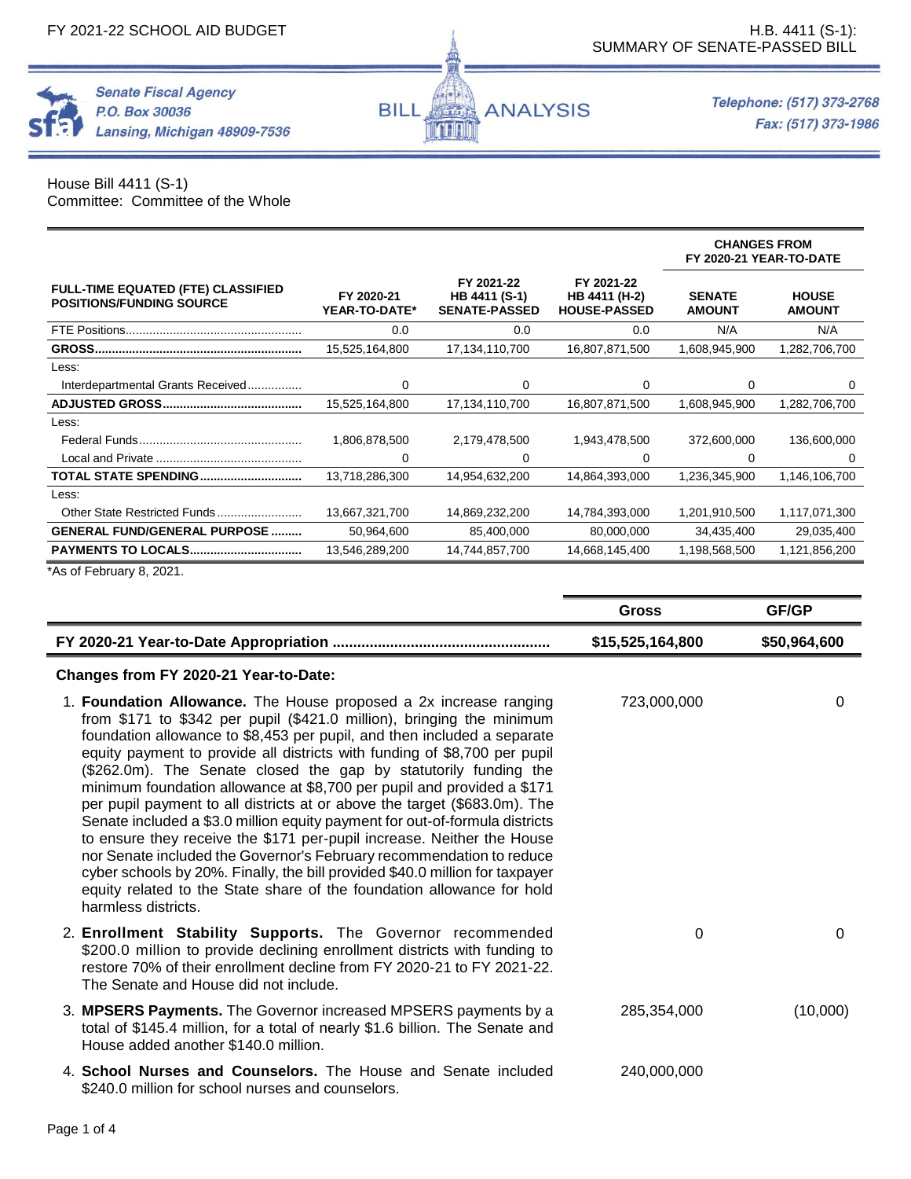FY 2021-22 SCHOOL AID BUDGET

H.B. 4411 (S-1): SUMMARY OF SENATE-PASSED BILL

**Senate Fiscal Agency**
P.O. Box 30036
Lansing, Michigan 48909-7536

# BILL ANALYSIS

Telephone: (517) 373-2768
Fax: (517) 373-1986

House Bill 4411 (S-1)
Committee: Committee of the Whole

| FULL-TIME EQUATED (FTE) CLASSIFIED POSITIONS/FUNDING SOURCE | FY 2020-21 YEAR-TO-DATE* | FY 2021-22 HB 4411 (S-1) SENATE-PASSED | FY 2021-22 HB 4411 (H-2) HOUSE-PASSED | CHANGES FROM FY 2020-21 YEAR-TO-DATE SENATE AMOUNT | CHANGES FROM FY 2020-21 YEAR-TO-DATE HOUSE AMOUNT |
|---|---|---|---|---|---|
| FTE Positions | 0.0 | 0.0 | 0.0 | N/A | N/A |
| **GROSS** | 15,525,164,800 | 17,134,110,700 | 16,807,871,500 | 1,608,945,900 | 1,282,706,700 |
| Less: | | | | | |
| Interdepartmental Grants Received | 0 | 0 | 0 | 0 | 0 |
| **ADJUSTED GROSS** | 15,525,164,800 | 17,134,110,700 | 16,807,871,500 | 1,608,945,900 | 1,282,706,700 |
| Less: | | | | | |
| Federal Funds | 1,806,878,500 | 2,179,478,500 | 1,943,478,500 | 372,600,000 | 136,600,000 |
| Local and Private | 0 | 0 | 0 | 0 | 0 |
| **TOTAL STATE SPENDING** | 13,718,286,300 | 14,954,632,200 | 14,864,393,000 | 1,236,345,900 | 1,146,106,700 |
| Less: | | | | | |
| Other State Restricted Funds | 13,667,321,700 | 14,869,232,200 | 14,784,393,000 | 1,201,910,500 | 1,117,071,300 |
| **GENERAL FUND/GENERAL PURPOSE** | 50,964,600 | 85,400,000 | 80,000,000 | 34,435,400 | 29,035,400 |
| **PAYMENTS TO LOCALS** | 13,546,289,200 | 14,744,857,700 | 14,668,145,400 | 1,198,568,500 | 1,121,856,200 |

*As of February 8, 2021.

| | Gross | GF/GP |
|---|---|---|
| **FY 2020-21 Year-to-Date Appropriation** | **$15,525,164,800** | **$50,964,600** |
| **Changes from FY 2020-21 Year-to-Date:** | | |
| 1. **Foundation Allowance.** The House proposed a 2x increase ranging from $171 to $342 per pupil ($421.0 million), bringing the minimum foundation allowance to $8,453 per pupil, and then included a separate equity payment to provide all districts with funding of $8,700 per pupil ($262.0m). The Senate closed the gap by statutorily funding the minimum foundation allowance at $8,700 per pupil and provided a $171 per pupil payment to all districts at or above the target ($683.0m). The Senate included a $3.0 million equity payment for out-of-formula districts to ensure they receive the $171 per-pupil increase. Neither the House nor Senate included the Governor's February recommendation to reduce cyber schools by 20%. Finally, the bill provided $40.0 million for taxpayer equity related to the State share of the foundation allowance for hold harmless districts. | 723,000,000 | 0 |
| 2. **Enrollment Stability Supports.** The Governor recommended $200.0 million to provide declining enrollment districts with funding to restore 70% of their enrollment decline from FY 2020-21 to FY 2021-22. The Senate and House did not include. | 0 | 0 |
| 3. **MPSERS Payments.** The Governor increased MPSERS payments by a total of $145.4 million, for a total of nearly $1.6 billion. The Senate and House added another $140.0 million. | 285,354,000 | (10,000) |
| 4. **School Nurses and Counselors.** The House and Senate included $240.0 million for school nurses and counselors. | 240,000,000 | |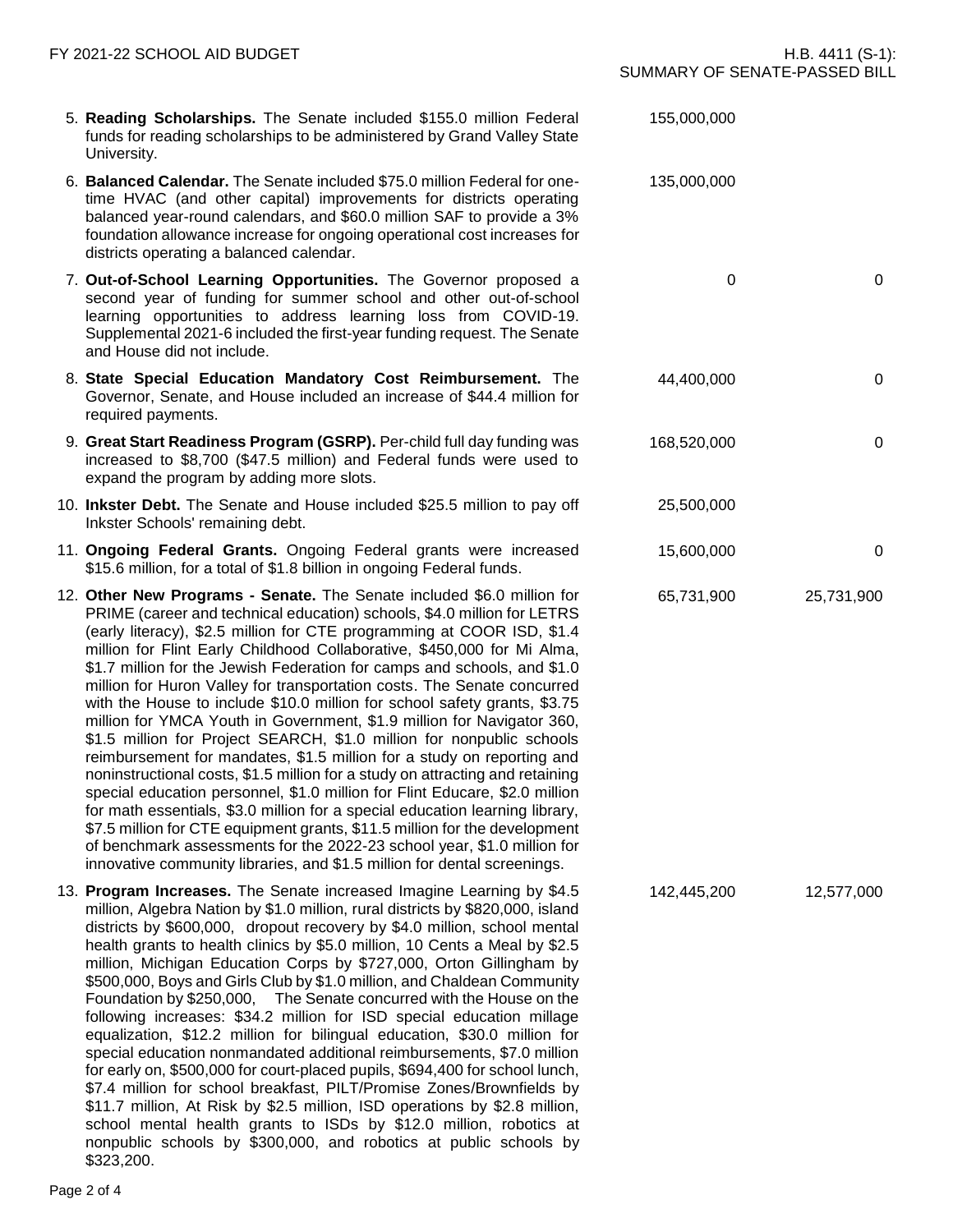| Item | Gross | GF/GP |
|---|---|---|
| 5. **Reading Scholarships.** The Senate included $155.0 million Federal funds for reading scholarships to be administered by Grand Valley State University. | 155,000,000 | |
| 6. **Balanced Calendar.** The Senate included $75.0 million Federal for one-time HVAC (and other capital) improvements for districts operating balanced year-round calendars, and $60.0 million SAF to provide a 3% foundation allowance increase for ongoing operational cost increases for districts operating a balanced calendar. | 135,000,000 | |
| 7. **Out-of-School Learning Opportunities.** The Governor proposed a second year of funding for summer school and other out-of-school learning opportunities to address learning loss from COVID-19. Supplemental 2021-6 included the first-year funding request. The Senate and House did not include. | 0 | 0 |
| 8. **State Special Education Mandatory Cost Reimbursement.** The Governor, Senate, and House included an increase of $44.4 million for required payments. | 44,400,000 | 0 |
| 9. **Great Start Readiness Program (GSRP).** Per-child full day funding was increased to $8,700 ($47.5 million) and Federal funds were used to expand the program by adding more slots. | 168,520,000 | 0 |
| 10. **Inkster Debt.** The Senate and House included $25.5 million to pay off Inkster Schools' remaining debt. | 25,500,000 | |
| 11. **Ongoing Federal Grants.** Ongoing Federal grants were increased $15.6 million, for a total of $1.8 billion in ongoing Federal funds. | 15,600,000 | 0 |
| 12. **Other New Programs - Senate.** The Senate included $6.0 million for PRIME (career and technical education) schools, $4.0 million for LETRS (early literacy), $2.5 million for CTE programming at COOR ISD, $1.4 million for Flint Early Childhood Collaborative, $450,000 for Mi Alma, $1.7 million for the Jewish Federation for camps and schools, and $1.0 million for Huron Valley for transportation costs. The Senate concurred with the House to include $10.0 million for school safety grants, $3.75 million for YMCA Youth in Government, $1.9 million for Navigator 360, $1.5 million for Project SEARCH, $1.0 million for nonpublic schools reimbursement for mandates, $1.5 million for a study on reporting and noninstructional costs, $1.5 million for a study on attracting and retaining special education personnel, $1.0 million for Flint Educare, $2.0 million for math essentials, $3.0 million for a special education learning library, $7.5 million for CTE equipment grants, $11.5 million for the development of benchmark assessments for the 2022-23 school year, $1.0 million for innovative community libraries, and $1.5 million for dental screenings. | 65,731,900 | 25,731,900 |
| 13. **Program Increases.** The Senate increased Imagine Learning by $4.5 million, Algebra Nation by $1.0 million, rural districts by $820,000, island districts by $600,000, dropout recovery by $4.0 million, school mental health grants to health clinics by $5.0 million, 10 Cents a Meal by $2.5 million, Michigan Education Corps by $727,000, Orton Gillingham by $500,000, Boys and Girls Club by $1.0 million, and Chaldean Community Foundation by $250,000, The Senate concurred with the House on the following increases: $34.2 million for ISD special education millage equalization, $12.2 million for bilingual education, $30.0 million for special education nonmandated additional reimbursements, $7.0 million for early on, $500,000 for court-placed pupils, $694,400 for school lunch, $7.4 million for school breakfast, PILT/Promise Zones/Brownfields by $11.7 million, At Risk by $2.5 million, ISD operations by $2.8 million, school mental health grants to ISDs by $12.0 million, robotics at nonpublic schools by $300,000, and robotics at public schools by $323,200. | 142,445,200 | 12,577,000 |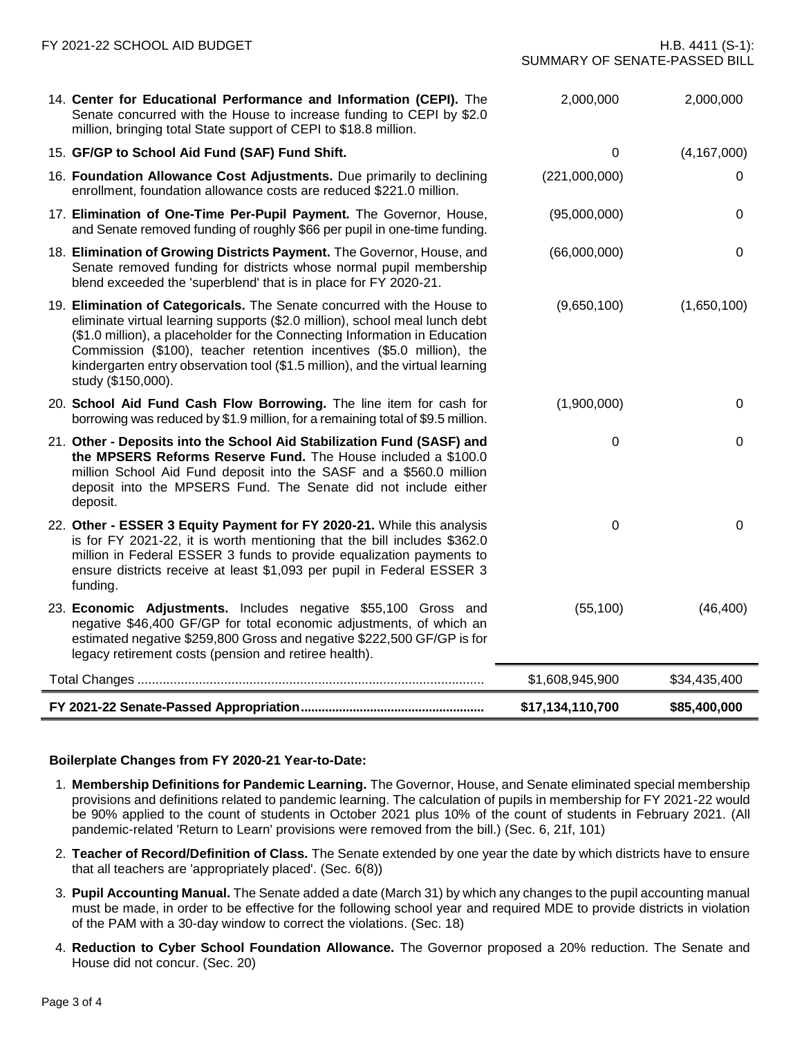| | | |
|---|---|---|
| 14. **Center for Educational Performance and Information (CEPI).** The Senate concurred with the House to increase funding to CEPI by $2.0 million, bringing total State support of CEPI to $18.8 million. | 2,000,000 | 2,000,000 |
| 15. **GF/GP to School Aid Fund (SAF) Fund Shift.** | 0 | (4,167,000) |
| 16. **Foundation Allowance Cost Adjustments.** Due primarily to declining enrollment, foundation allowance costs are reduced $221.0 million. | (221,000,000) | 0 |
| 17. **Elimination of One-Time Per-Pupil Payment.** The Governor, House, and Senate removed funding of roughly $66 per pupil in one-time funding. | (95,000,000) | 0 |
| 18. **Elimination of Growing Districts Payment.** The Governor, House, and Senate removed funding for districts whose normal pupil membership blend exceeded the 'superblend' that is in place for FY 2020-21. | (66,000,000) | 0 |
| 19. **Elimination of Categoricals.** The Senate concurred with the House to eliminate virtual learning supports ($2.0 million), school meal lunch debt ($1.0 million), a placeholder for the Connecting Information in Education Commission ($100), teacher retention incentives ($5.0 million), the kindergarten entry observation tool ($1.5 million), and the virtual learning study ($150,000). | (9,650,100) | (1,650,100) |
| 20. **School Aid Fund Cash Flow Borrowing.** The line item for cash for borrowing was reduced by $1.9 million, for a remaining total of $9.5 million. | (1,900,000) | 0 |
| 21. **Other - Deposits into the School Aid Stabilization Fund (SASF) and the MPSERS Reforms Reserve Fund.** The House included a $100.0 million School Aid Fund deposit into the SASF and a $560.0 million deposit into the MPSERS Fund. The Senate did not include either deposit. | 0 | 0 |
| 22. **Other - ESSER 3 Equity Payment for FY 2020-21.** While this analysis is for FY 2021-22, it is worth mentioning that the bill includes $362.0 million in Federal ESSER 3 funds to provide equalization payments to ensure districts receive at least $1,093 per pupil in Federal ESSER 3 funding. | 0 | 0 |
| 23. **Economic Adjustments.** Includes negative $55,100 Gross and negative $46,400 GF/GP for total economic adjustments, of which an estimated negative $259,800 Gross and negative $222,500 GF/GP is for legacy retirement costs (pension and retiree health). | (55,100) | (46,400) |
| Total Changes | $1,608,945,900 | $34,435,400 |
| **FY 2021-22 Senate-Passed Appropriation** | **$17,134,110,700** | **$85,400,000** |

**Boilerplate Changes from FY 2020-21 Year-to-Date:**

1. **Membership Definitions for Pandemic Learning.** The Governor, House, and Senate eliminated special membership provisions and definitions related to pandemic learning. The calculation of pupils in membership for FY 2021-22 would be 90% applied to the count of students in October 2021 plus 10% of the count of students in February 2021. (All pandemic-related 'Return to Learn' provisions were removed from the bill.) (Sec. 6, 21f, 101)
2. **Teacher of Record/Definition of Class.** The Senate extended by one year the date by which districts have to ensure that all teachers are 'appropriately placed'. (Sec. 6(8))
3. **Pupil Accounting Manual.** The Senate added a date (March 31) by which any changes to the pupil accounting manual must be made, in order to be effective for the following school year and required MDE to provide districts in violation of the PAM with a 30-day window to correct the violations. (Sec. 18)
4. **Reduction to Cyber School Foundation Allowance.** The Governor proposed a 20% reduction. The Senate and House did not concur. (Sec. 20)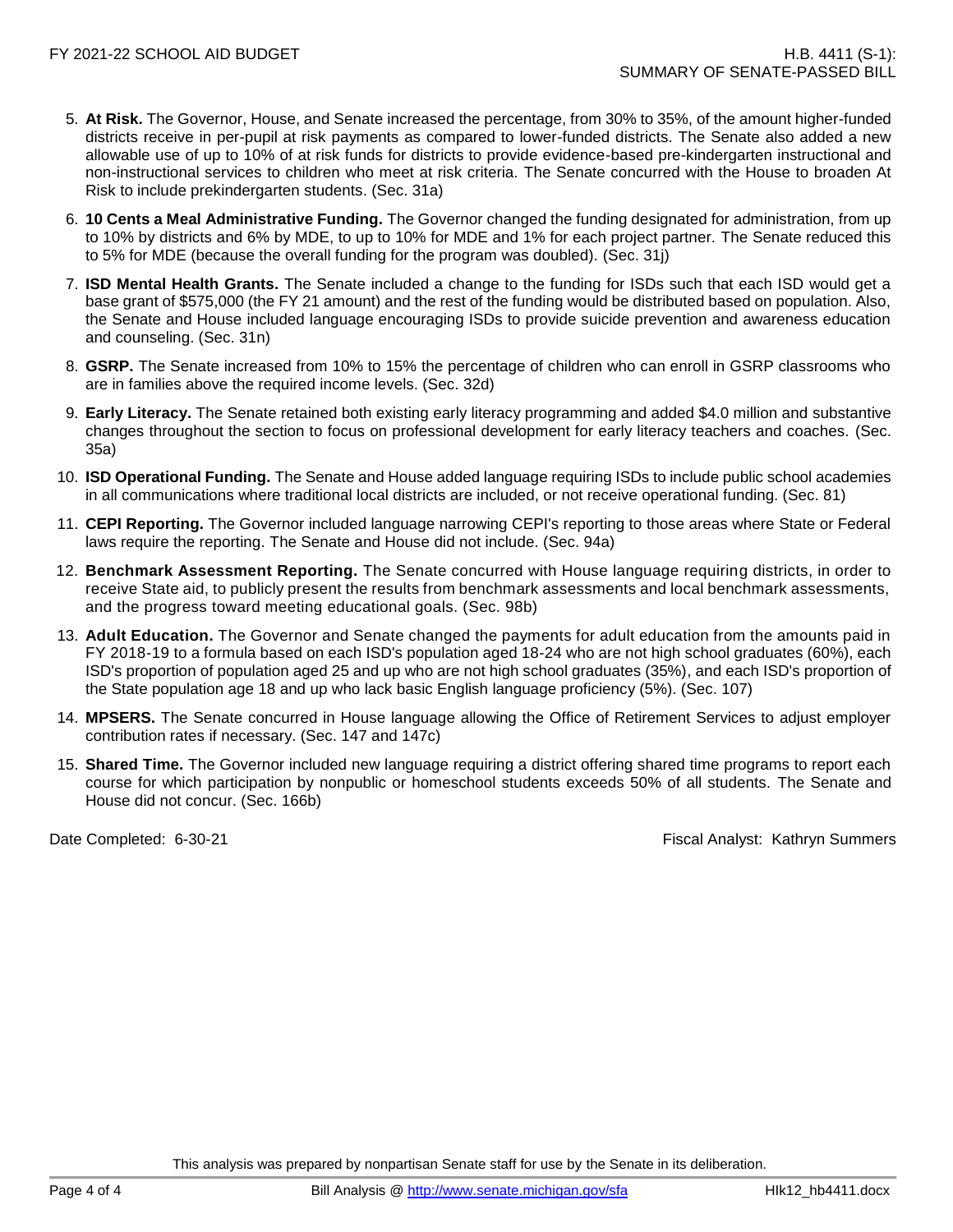5. **At Risk.** The Governor, House, and Senate increased the percentage, from 30% to 35%, of the amount higher-funded districts receive in per-pupil at risk payments as compared to lower-funded districts. The Senate also added a new allowable use of up to 10% of at risk funds for districts to provide evidence-based pre-kindergarten instructional and non-instructional services to children who meet at risk criteria. The Senate concurred with the House to broaden At Risk to include prekindergarten students. (Sec. 31a)

6. **10 Cents a Meal Administrative Funding.** The Governor changed the funding designated for administration, from up to 10% by districts and 6% by MDE, to up to 10% for MDE and 1% for each project partner. The Senate reduced this to 5% for MDE (because the overall funding for the program was doubled). (Sec. 31j)

7. **ISD Mental Health Grants.** The Senate included a change to the funding for ISDs such that each ISD would get a base grant of $575,000 (the FY 21 amount) and the rest of the funding would be distributed based on population. Also, the Senate and House included language encouraging ISDs to provide suicide prevention and awareness education and counseling. (Sec. 31n)

8. **GSRP.** The Senate increased from 10% to 15% the percentage of children who can enroll in GSRP classrooms who are in families above the required income levels. (Sec. 32d)

9. **Early Literacy.** The Senate retained both existing early literacy programming and added $4.0 million and substantive changes throughout the section to focus on professional development for early literacy teachers and coaches. (Sec. 35a)

10. **ISD Operational Funding.** The Senate and House added language requiring ISDs to include public school academies in all communications where traditional local districts are included, or not receive operational funding. (Sec. 81)

11. **CEPI Reporting.** The Governor included language narrowing CEPI's reporting to those areas where State or Federal laws require the reporting. The Senate and House did not include. (Sec. 94a)

12. **Benchmark Assessment Reporting.** The Senate concurred with House language requiring districts, in order to receive State aid, to publicly present the results from benchmark assessments and local benchmark assessments, and the progress toward meeting educational goals. (Sec. 98b)

13. **Adult Education.** The Governor and Senate changed the payments for adult education from the amounts paid in FY 2018-19 to a formula based on each ISD's population aged 18-24 who are not high school graduates (60%), each ISD's proportion of population aged 25 and up who are not high school graduates (35%), and each ISD's proportion of the State population age 18 and up who lack basic English language proficiency (5%). (Sec. 107)

14. **MPSERS.** The Senate concurred in House language allowing the Office of Retirement Services to adjust employer contribution rates if necessary. (Sec. 147 and 147c)

15. **Shared Time.** The Governor included new language requiring a district offering shared time programs to report each course for which participation by nonpublic or homeschool students exceeds 50% of all students. The Senate and House did not concur. (Sec. 166b)

Date Completed: 6-30-21 Fiscal Analyst: Kathryn Summers

This analysis was prepared by nonpartisan Senate staff for use by the Senate in its deliberation.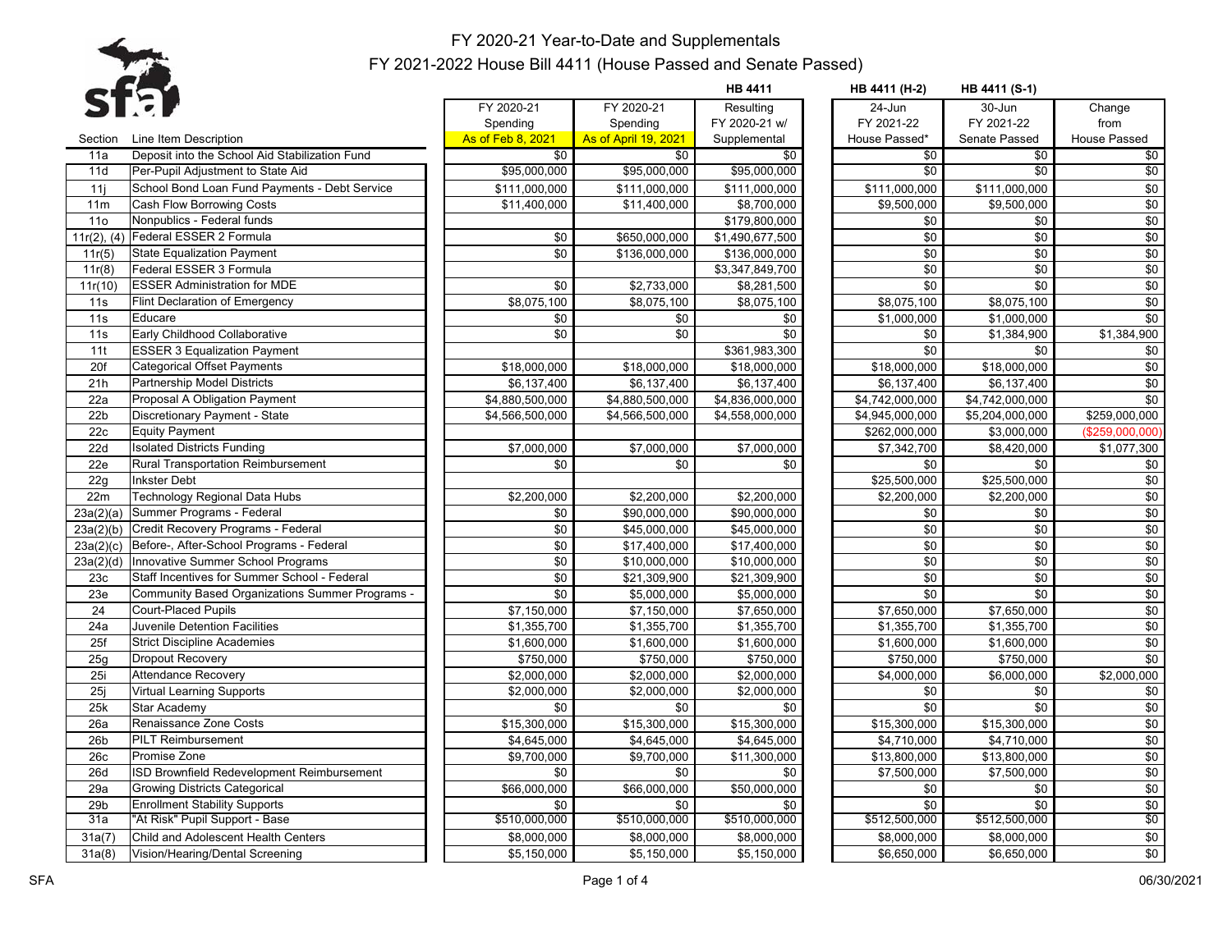# FY 2020-21 Year-to-Date and Supplementals
## FY 2021-2022 House Bill 4411 (House Passed and Senate Passed)

| Section | Line Item Description | FY 2020-21 Spending As of Feb 8, 2021 | FY 2020-21 Spending As of April 19, 2021 | HB 4411 Resulting FY 2020-21 w/ Supplemental | HB 4411 (H-2) 24-Jun FY 2021-22 House Passed* | HB 4411 (S-1) 30-Jun FY 2021-22 Senate Passed | Change from House Passed |
|---|---|---|---|---|---|---|---|
| 11a | Deposit into the School Aid Stabilization Fund | $0 | $0 | $0 | $0 | $0 | $0 |
| 11d | Per-Pupil Adjustment to State Aid | $95,000,000 | $95,000,000 | $95,000,000 | $0 | $0 | $0 |
| 11j | School Bond Loan Fund Payments - Debt Service | $111,000,000 | $111,000,000 | $111,000,000 | $111,000,000 | $111,000,000 | $0 |
| 11m | Cash Flow Borrowing Costs | $11,400,000 | $11,400,000 | $8,700,000 | $9,500,000 | $9,500,000 | $0 |
| 11o | Nonpublics - Federal funds | | | $179,800,000 | $0 | $0 | $0 |
| 11r(2), (4) | Federal ESSER 2 Formula | $0 | $650,000,000 | $1,490,677,500 | $0 | $0 | $0 |
| 11r(5) | State Equalization Payment | $0 | $136,000,000 | $136,000,000 | $0 | $0 | $0 |
| 11r(8) | Federal ESSER 3 Formula | | | $3,347,849,700 | $0 | $0 | $0 |
| 11r(10) | ESSER Administration for MDE | $0 | $2,733,000 | $8,281,500 | $0 | $0 | $0 |
| 11s | Flint Declaration of Emergency | $8,075,100 | $8,075,100 | $8,075,100 | $8,075,100 | $8,075,100 | $0 |
| 11s | Educare | $0 | $0 | $0 | $1,000,000 | $1,000,000 | $0 |
| 11s | Early Childhood Collaborative | $0 | $0 | $0 | $0 | $1,384,900 | $1,384,900 |
| 11t | ESSER 3 Equalization Payment | | | $361,983,300 | $0 | $0 | $0 |
| 20f | Categorical Offset Payments | $18,000,000 | $18,000,000 | $18,000,000 | $18,000,000 | $18,000,000 | $0 |
| 21h | Partnership Model Districts | $6,137,400 | $6,137,400 | $6,137,400 | $6,137,400 | $6,137,400 | $0 |
| 22a | Proposal A Obligation Payment | $4,880,500,000 | $4,880,500,000 | $4,836,000,000 | $4,742,000,000 | $4,742,000,000 | $0 |
| 22b | Discretionary Payment - State | $4,566,500,000 | $4,566,500,000 | $4,558,000,000 | $4,945,000,000 | $5,204,000,000 | $259,000,000 |
| 22c | Equity Payment | | | | $262,000,000 | $3,000,000 | ($259,000,000) |
| 22d | Isolated Districts Funding | $7,000,000 | $7,000,000 | $7,000,000 | $7,342,700 | $8,420,000 | $1,077,300 |
| 22e | Rural Transportation Reimbursement | $0 | $0 | $0 | $0 | $0 | $0 |
| 22g | Inkster Debt | | | | $25,500,000 | $25,500,000 | $0 |
| 22m | Technology Regional Data Hubs | $2,200,000 | $2,200,000 | $2,200,000 | $2,200,000 | $2,200,000 | $0 |
| 23a(2)(a) | Summer Programs - Federal | $0 | $90,000,000 | $90,000,000 | $0 | $0 | $0 |
| 23a(2)(b) | Credit Recovery Programs - Federal | $0 | $45,000,000 | $45,000,000 | $0 | $0 | $0 |
| 23a(2)(c) | Before-, After-School Programs - Federal | $0 | $17,400,000 | $17,400,000 | $0 | $0 | $0 |
| 23a(2)(d) | Innovative Summer School Programs | $0 | $10,000,000 | $10,000,000 | $0 | $0 | $0 |
| 23c | Staff Incentives for Summer School - Federal | $0 | $21,309,900 | $21,309,900 | $0 | $0 | $0 |
| 23e | Community Based Organizations Summer Programs - | $0 | $5,000,000 | $5,000,000 | $0 | $0 | $0 |
| 24 | Court-Placed Pupils | $7,150,000 | $7,150,000 | $7,650,000 | $7,650,000 | $7,650,000 | $0 |
| 24a | Juvenile Detention Facilities | $1,355,700 | $1,355,700 | $1,355,700 | $1,355,700 | $1,355,700 | $0 |
| 25f | Strict Discipline Academies | $1,600,000 | $1,600,000 | $1,600,000 | $1,600,000 | $1,600,000 | $0 |
| 25g | Dropout Recovery | $750,000 | $750,000 | $750,000 | $750,000 | $750,000 | $0 |
| 25i | Attendance Recovery | $2,000,000 | $2,000,000 | $2,000,000 | $4,000,000 | $6,000,000 | $2,000,000 |
| 25j | Virtual Learning Supports | $2,000,000 | $2,000,000 | $2,000,000 | $0 | $0 | $0 |
| 25k | Star Academy | $0 | $0 | $0 | $0 | $0 | $0 |
| 26a | Renaissance Zone Costs | $15,300,000 | $15,300,000 | $15,300,000 | $15,300,000 | $15,300,000 | $0 |
| 26b | PILT Reimbursement | $4,645,000 | $4,645,000 | $4,645,000 | $4,710,000 | $4,710,000 | $0 |
| 26c | Promise Zone | $9,700,000 | $9,700,000 | $11,300,000 | $13,800,000 | $13,800,000 | $0 |
| 26d | ISD Brownfield Redevelopment Reimbursement | $0 | $0 | $0 | $7,500,000 | $7,500,000 | $0 |
| 29a | Growing Districts Categorical | $66,000,000 | $66,000,000 | $50,000,000 | $0 | $0 | $0 |
| 29b | Enrollment Stability Supports | $0 | $0 | $0 | $0 | $0 | $0 |
| 31a | "At Risk" Pupil Support - Base | $510,000,000 | $510,000,000 | $510,000,000 | $512,500,000 | $512,500,000 | $0 |
| 31a(7) | Child and Adolescent Health Centers | $8,000,000 | $8,000,000 | $8,000,000 | $8,000,000 | $8,000,000 | $0 |
| 31a(8) | Vision/Hearing/Dental Screening | $5,150,000 | $5,150,000 | $5,150,000 | $6,650,000 | $6,650,000 | $0 |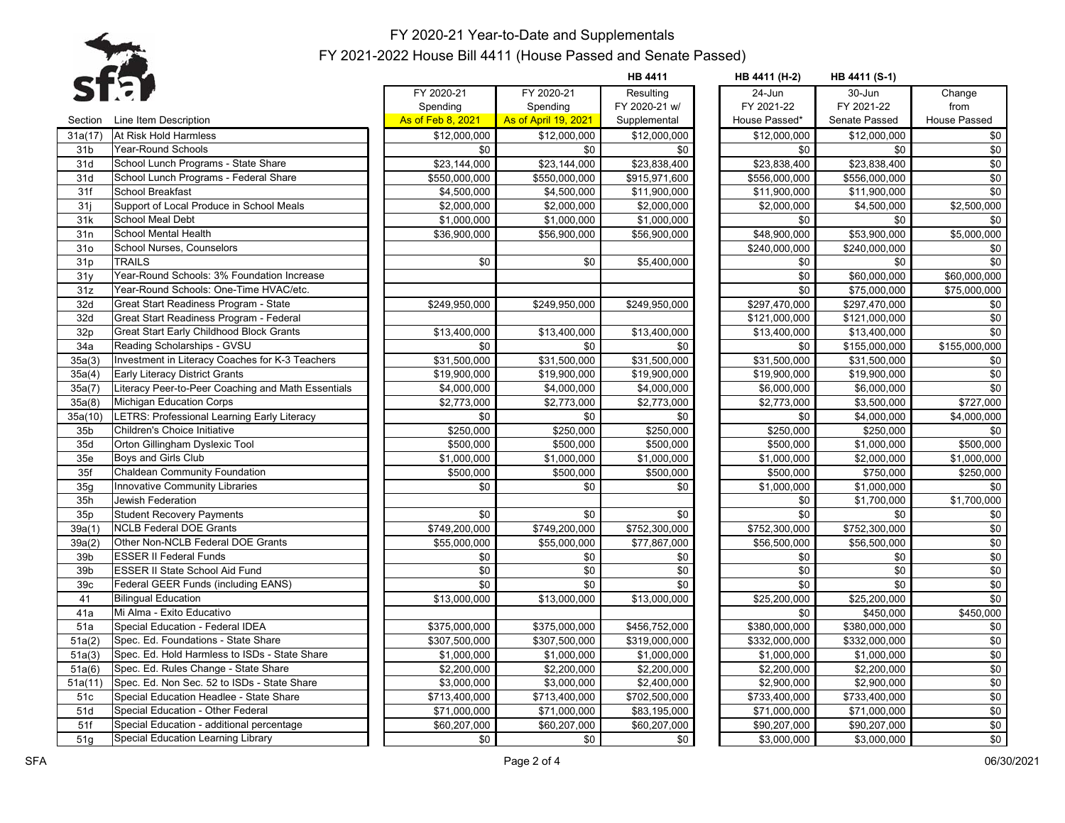# FY 2020-21 Year-to-Date and Supplementals
## FY 2021-2022 House Bill 4411 (House Passed and Senate Passed)

| Section | Line Item Description | FY 2020-21 Spending As of Feb 8, 2021 | FY 2020-21 Spending As of April 19, 2021 | HB 4411 Resulting FY 2020-21 w/ Supplemental | HB 4411 (H-2) 24-Jun FY 2021-22 House Passed* | HB 4411 (S-1) 30-Jun FY 2021-22 Senate Passed | Change from House Passed |
|---|---|---|---|---|---|---|---|
| 31a(17) | At Risk Hold Harmless | $12,000,000 | $12,000,000 | $12,000,000 | $12,000,000 | $12,000,000 | $0 |
| 31b | Year-Round Schools | $0 | $0 | $0 | $0 | $0 | $0 |
| 31d | School Lunch Programs - State Share | $23,144,000 | $23,144,000 | $23,838,400 | $23,838,400 | $23,838,400 | $0 |
| 31d | School Lunch Programs - Federal Share | $550,000,000 | $550,000,000 | $915,971,600 | $556,000,000 | $556,000,000 | $0 |
| 31f | School Breakfast | $4,500,000 | $4,500,000 | $11,900,000 | $11,900,000 | $11,900,000 | $0 |
| 31j | Support of Local Produce in School Meals | $2,000,000 | $2,000,000 | $2,000,000 | $2,000,000 | $4,500,000 | $2,500,000 |
| 31k | School Meal Debt | $1,000,000 | $1,000,000 | $1,000,000 | $0 | $0 | $0 |
| 31n | School Mental Health | $36,900,000 | $56,900,000 | $56,900,000 | $48,900,000 | $53,900,000 | $5,000,000 |
| 31o | School Nurses, Counselors | | | | $240,000,000 | $240,000,000 | $0 |
| 31p | TRAILS | $0 | $0 | $5,400,000 | $0 | $0 | $0 |
| 31y | Year-Round Schools: 3% Foundation Increase | | | | $0 | $60,000,000 | $60,000,000 |
| 31z | Year-Round Schools: One-Time HVAC/etc. | | | | $0 | $75,000,000 | $75,000,000 |
| 32d | Great Start Readiness Program - State | $249,950,000 | $249,950,000 | $249,950,000 | $297,470,000 | $297,470,000 | $0 |
| 32d | Great Start Readiness Program - Federal | | | | $121,000,000 | $121,000,000 | $0 |
| 32p | Great Start Early Childhood Block Grants | $13,400,000 | $13,400,000 | $13,400,000 | $13,400,000 | $13,400,000 | $0 |
| 34a | Reading Scholarships - GVSU | $0 | $0 | $0 | $0 | $155,000,000 | $155,000,000 |
| 35a(3) | Investment in Literacy Coaches for K-3 Teachers | $31,500,000 | $31,500,000 | $31,500,000 | $31,500,000 | $31,500,000 | $0 |
| 35a(4) | Early Literacy District Grants | $19,900,000 | $19,900,000 | $19,900,000 | $19,900,000 | $19,900,000 | $0 |
| 35a(7) | Literacy Peer-to-Peer Coaching and Math Essentials | $4,000,000 | $4,000,000 | $4,000,000 | $6,000,000 | $6,000,000 | $0 |
| 35a(8) | Michigan Education Corps | $2,773,000 | $2,773,000 | $2,773,000 | $2,773,000 | $3,500,000 | $727,000 |
| 35a(10) | LETRS: Professional Learning Early Literacy | $0 | $0 | $0 | $0 | $4,000,000 | $4,000,000 |
| 35b | Children's Choice Initiative | $250,000 | $250,000 | $250,000 | $250,000 | $250,000 | $0 |
| 35d | Orton Gillingham Dyslexic Tool | $500,000 | $500,000 | $500,000 | $500,000 | $1,000,000 | $500,000 |
| 35e | Boys and Girls Club | $1,000,000 | $1,000,000 | $1,000,000 | $1,000,000 | $2,000,000 | $1,000,000 |
| 35f | Chaldean Community Foundation | $500,000 | $500,000 | $500,000 | $500,000 | $750,000 | $250,000 |
| 35g | Innovative Community Libraries | $0 | $0 | $0 | $1,000,000 | $1,000,000 | $0 |
| 35h | Jewish Federation | | | | $0 | $1,700,000 | $1,700,000 |
| 35p | Student Recovery Payments | $0 | $0 | $0 | $0 | $0 | $0 |
| 39a(1) | NCLB Federal DOE Grants | $749,200,000 | $749,200,000 | $752,300,000 | $752,300,000 | $752,300,000 | $0 |
| 39a(2) | Other Non-NCLB Federal DOE Grants | $55,000,000 | $55,000,000 | $77,867,000 | $56,500,000 | $56,500,000 | $0 |
| 39b | ESSER II Federal Funds | $0 | $0 | $0 | $0 | $0 | $0 |
| 39b | ESSER II State School Aid Fund | $0 | $0 | $0 | $0 | $0 | $0 |
| 39c | Federal GEER Funds (including EANS) | $0 | $0 | $0 | $0 | $0 | $0 |
| 41 | Bilingual Education | $13,000,000 | $13,000,000 | $13,000,000 | $25,200,000 | $25,200,000 | $0 |
| 41a | Mi Alma - Exito Educativo | | | | $0 | $450,000 | $450,000 |
| 51a | Special Education - Federal IDEA | $375,000,000 | $375,000,000 | $456,752,000 | $380,000,000 | $380,000,000 | $0 |
| 51a(2) | Spec. Ed. Foundations - State Share | $307,500,000 | $307,500,000 | $319,000,000 | $332,000,000 | $332,000,000 | $0 |
| 51a(3) | Spec. Ed. Hold Harmless to ISDs - State Share | $1,000,000 | $1,000,000 | $1,000,000 | $1,000,000 | $1,000,000 | $0 |
| 51a(6) | Spec. Ed. Rules Change - State Share | $2,200,000 | $2,200,000 | $2,200,000 | $2,200,000 | $2,200,000 | $0 |
| 51a(11) | Spec. Ed. Non Sec. 52 to ISDs - State Share | $3,000,000 | $3,000,000 | $2,400,000 | $2,900,000 | $2,900,000 | $0 |
| 51c | Special Education Headlee - State Share | $713,400,000 | $713,400,000 | $702,500,000 | $733,400,000 | $733,400,000 | $0 |
| 51d | Special Education - Other Federal | $71,000,000 | $71,000,000 | $83,195,000 | $71,000,000 | $71,000,000 | $0 |
| 51f | Special Education - additional percentage | $60,207,000 | $60,207,000 | $60,207,000 | $90,207,000 | $90,207,000 | $0 |
| 51g | Special Education Learning Library | $0 | $0 | $0 | $3,000,000 | $3,000,000 | $0 |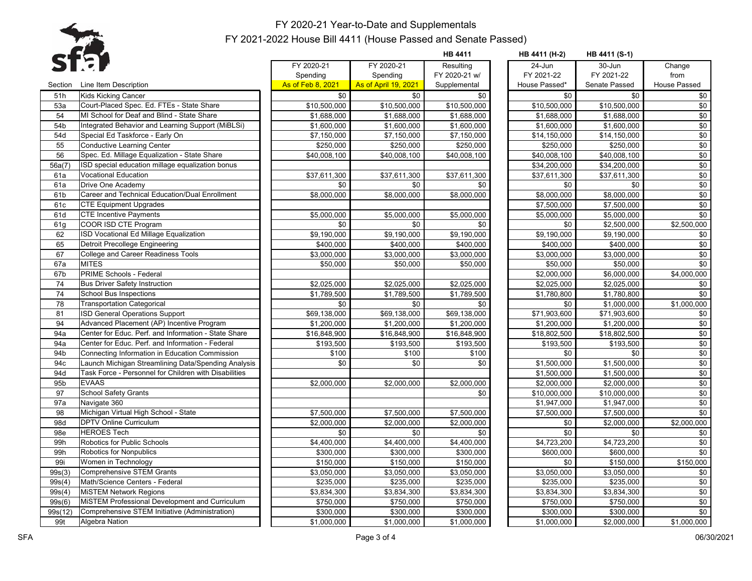# FY 2020-21 Year-to-Date and Supplementals
## FY 2021-2022 House Bill 4411 (House Passed and Senate Passed)

| Section | Line Item Description | FY 2020-21 Spending As of Feb 8, 2021 | FY 2020-21 Spending As of April 19, 2021 | HB 4411 Resulting FY 2020-21 w/ Supplemental | HB 4411 (H-2) 24-Jun FY 2021-22 House Passed* | HB 4411 (S-1) 30-Jun FY 2021-22 Senate Passed | Change from House Passed |
|---|---|---|---|---|---|---|---|
| 51h | Kids Kicking Cancer | $0 | $0 | $0 | $0 | $0 | $0 |
| 53a | Court-Placed Spec. Ed. FTEs - State Share | $10,500,000 | $10,500,000 | $10,500,000 | $10,500,000 | $10,500,000 | $0 |
| 54 | MI School for Deaf and Blind - State Share | $1,688,000 | $1,688,000 | $1,688,000 | $1,688,000 | $1,688,000 | $0 |
| 54b | Integrated Behavior and Learning Support (MiBLSi) | $1,600,000 | $1,600,000 | $1,600,000 | $1,600,000 | $1,600,000 | $0 |
| 54d | Special Ed Taskforce - Early On | $7,150,000 | $7,150,000 | $7,150,000 | $14,150,000 | $14,150,000 | $0 |
| 55 | Conductive Learning Center | $250,000 | $250,000 | $250,000 | $250,000 | $250,000 | $0 |
| 56 | Spec. Ed. Millage Equalization - State Share | $40,008,100 | $40,008,100 | $40,008,100 | $40,008,100 | $40,008,100 | $0 |
| 56a(7) | ISD special education millage equalization bonus | | | | $34,200,000 | $34,200,000 | $0 |
| 61a | Vocational Education | $37,611,300 | $37,611,300 | $37,611,300 | $37,611,300 | $37,611,300 | $0 |
| 61a | Drive One Academy | $0 | $0 | $0 | $0 | $0 | $0 |
| 61b | Career and Technical Education/Dual Enrollment | $8,000,000 | $8,000,000 | $8,000,000 | $8,000,000 | $8,000,000 | $0 |
| 61c | CTE Equipment Upgrades | | | | $7,500,000 | $7,500,000 | $0 |
| 61d | CTE Incentive Payments | $5,000,000 | $5,000,000 | $5,000,000 | $5,000,000 | $5,000,000 | $0 |
| 61g | COOR ISD CTE Program | $0 | $0 | $0 | $0 | $2,500,000 | $2,500,000 |
| 62 | ISD Vocational Ed Millage Equalization | $9,190,000 | $9,190,000 | $9,190,000 | $9,190,000 | $9,190,000 | $0 |
| 65 | Detroit Precollege Engineering | $400,000 | $400,000 | $400,000 | $400,000 | $400,000 | $0 |
| 67 | College and Career Readiness Tools | $3,000,000 | $3,000,000 | $3,000,000 | $3,000,000 | $3,000,000 | $0 |
| 67a | MITES | $50,000 | $50,000 | $50,000 | $50,000 | $50,000 | $0 |
| 67b | PRIME Schools - Federal | | | | $2,000,000 | $6,000,000 | $4,000,000 |
| 74 | Bus Driver Safety Instruction | $2,025,000 | $2,025,000 | $2,025,000 | $2,025,000 | $2,025,000 | $0 |
| 74 | School Bus Inspections | $1,789,500 | $1,789,500 | $1,789,500 | $1,780,800 | $1,780,800 | $0 |
| 78 | Transportation Categorical | $0 | $0 | $0 | $0 | $1,000,000 | $1,000,000 |
| 81 | ISD General Operations Support | $69,138,000 | $69,138,000 | $69,138,000 | $71,903,600 | $71,903,600 | $0 |
| 94 | Advanced Placement (AP) Incentive Program | $1,200,000 | $1,200,000 | $1,200,000 | $1,200,000 | $1,200,000 | $0 |
| 94a | Center for Educ. Perf. and Information - State Share | $16,848,900 | $16,848,900 | $16,848,900 | $18,802,500 | $18,802,500 | $0 |
| 94a | Center for Educ. Perf. and Information - Federal | $193,500 | $193,500 | $193,500 | $193,500 | $193,500 | $0 |
| 94b | Connecting Information in Education Commission | $100 | $100 | $100 | $0 | $0 | $0 |
| 94c | Launch Michigan Streamlining Data/Spending Analysis | $0 | $0 | $0 | $1,500,000 | $1,500,000 | $0 |
| 94d | Task Force - Personnel for Children with Disabilities | | | | $1,500,000 | $1,500,000 | $0 |
| 95b | EVAAS | $2,000,000 | $2,000,000 | $2,000,000 | $2,000,000 | $2,000,000 | $0 |
| 97 | School Safety Grants | | | $0 | $10,000,000 | $10,000,000 | $0 |
| 97a | Navigate 360 | | | | $1,947,000 | $1,947,000 | $0 |
| 98 | Michigan Virtual High School - State | $7,500,000 | $7,500,000 | $7,500,000 | $7,500,000 | $7,500,000 | $0 |
| 98d | DPTV Online Curriculum | $2,000,000 | $2,000,000 | $2,000,000 | $0 | $2,000,000 | $2,000,000 |
| 98e | HEROES Tech | $0 | $0 | $0 | $0 | $0 | $0 |
| 99h | Robotics for Public Schools | $4,400,000 | $4,400,000 | $4,400,000 | $4,723,200 | $4,723,200 | $0 |
| 99h | Robotics for Nonpublics | $300,000 | $300,000 | $300,000 | $600,000 | $600,000 | $0 |
| 99i | Women in Technology | $150,000 | $150,000 | $150,000 | $0 | $150,000 | $150,000 |
| 99s(3) | Comprehensive STEM Grants | $3,050,000 | $3,050,000 | $3,050,000 | $3,050,000 | $3,050,000 | $0 |
| 99s(4) | Math/Science Centers - Federal | $235,000 | $235,000 | $235,000 | $235,000 | $235,000 | $0 |
| 99s(4) | MiSTEM Network Regions | $3,834,300 | $3,834,300 | $3,834,300 | $3,834,300 | $3,834,300 | $0 |
| 99s(6) | MiSTEM Professional Development and Curriculum | $750,000 | $750,000 | $750,000 | $750,000 | $750,000 | $0 |
| 99s(12) | Comprehensive STEM Initiative (Administration) | $300,000 | $300,000 | $300,000 | $300,000 | $300,000 | $0 |
| 99t | Algebra Nation | $1,000,000 | $1,000,000 | $1,000,000 | $1,000,000 | $2,000,000 | $1,000,000 |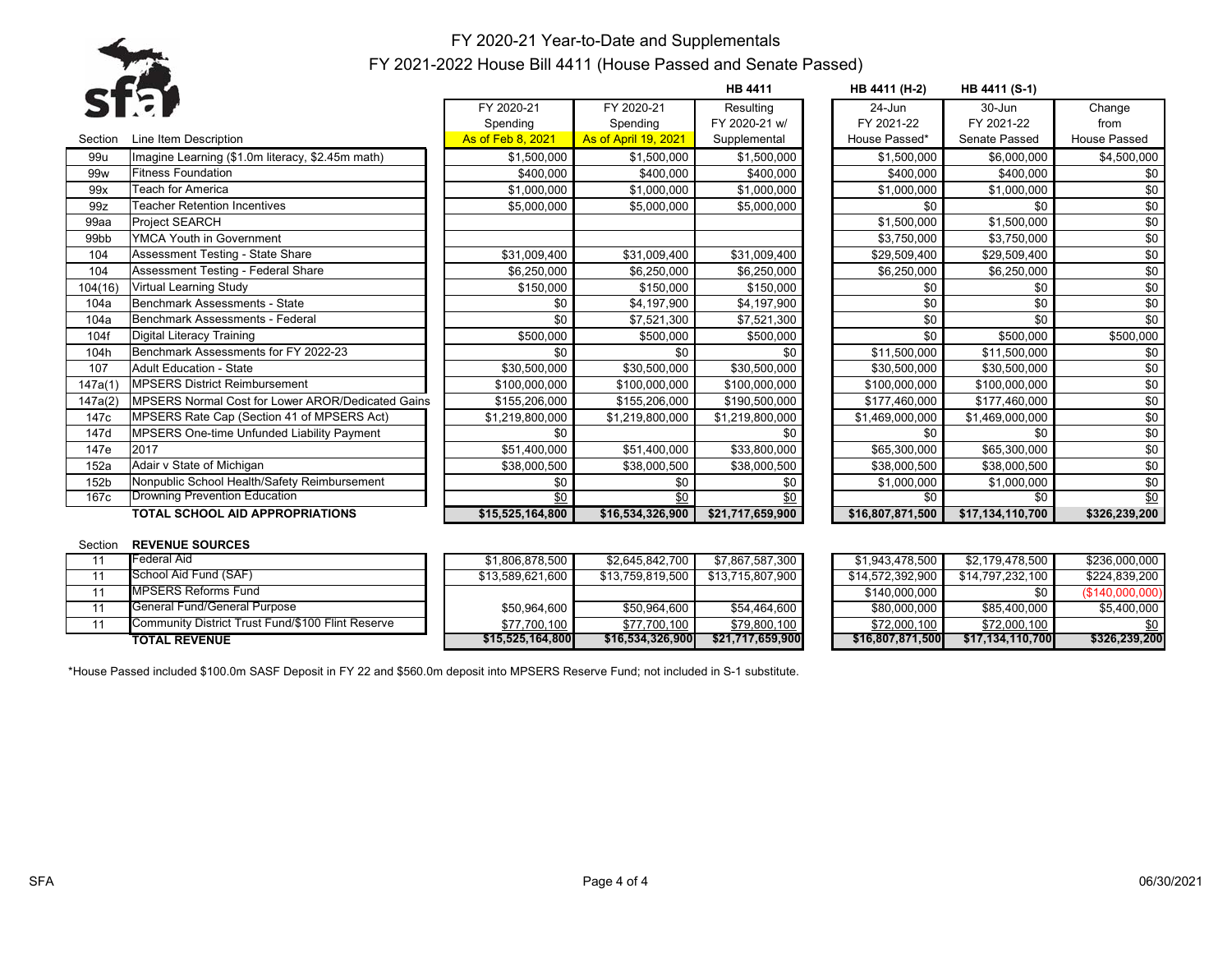# FY 2020-21 Year-to-Date and Supplementals
## FY 2021-2022 House Bill 4411 (House Passed and Senate Passed)

| Section | Line Item Description | FY 2020-21 Spending As of Feb 8, 2021 | FY 2020-21 Spending As of April 19, 2021 | HB 4411 Resulting FY 2020-21 w/ Supplemental | HB 4411 (H-2) 24-Jun FY 2021-22 House Passed* | HB 4411 (S-1) 30-Jun FY 2021-22 Senate Passed | Change from House Passed |
|---|---|---|---|---|---|---|---|
| 99u | Imagine Learning ($1.0m literacy, $2.45m math) | $1,500,000 | $1,500,000 | $1,500,000 | $1,500,000 | $6,000,000 | $4,500,000 |
| 99w | Fitness Foundation | $400,000 | $400,000 | $400,000 | $400,000 | $400,000 | $0 |
| 99x | Teach for America | $1,000,000 | $1,000,000 | $1,000,000 | $1,000,000 | $1,000,000 | $0 |
| 99z | Teacher Retention Incentives | $5,000,000 | $5,000,000 | $5,000,000 | $0 | $0 | $0 |
| 99aa | Project SEARCH | | | | $1,500,000 | $1,500,000 | $0 |
| 99bb | YMCA Youth in Government | | | | $3,750,000 | $3,750,000 | $0 |
| 104 | Assessment Testing - State Share | $31,009,400 | $31,009,400 | $31,009,400 | $29,509,400 | $29,509,400 | $0 |
| 104 | Assessment Testing - Federal Share | $6,250,000 | $6,250,000 | $6,250,000 | $6,250,000 | $6,250,000 | $0 |
| 104(16) | Virtual Learning Study | $150,000 | $150,000 | $150,000 | $0 | $0 | $0 |
| 104a | Benchmark Assessments - State | $0 | $4,197,900 | $4,197,900 | $0 | $0 | $0 |
| 104a | Benchmark Assessments - Federal | $0 | $7,521,300 | $7,521,300 | $0 | $0 | $0 |
| 104f | Digital Literacy Training | $500,000 | $500,000 | $500,000 | $0 | $500,000 | $500,000 |
| 104h | Benchmark Assessments for FY 2022-23 | $0 | $0 | $0 | $11,500,000 | $11,500,000 | $0 |
| 107 | Adult Education - State | $30,500,000 | $30,500,000 | $30,500,000 | $30,500,000 | $30,500,000 | $0 |
| 147a(1) | MPSERS District Reimbursement | $100,000,000 | $100,000,000 | $100,000,000 | $100,000,000 | $100,000,000 | $0 |
| 147a(2) | MPSERS Normal Cost for Lower AROR/Dedicated Gains | $155,206,000 | $155,206,000 | $190,500,000 | $177,460,000 | $177,460,000 | $0 |
| 147c | MPSERS Rate Cap (Section 41 of MPSERS Act) | $1,219,800,000 | $1,219,800,000 | $1,219,800,000 | $1,469,000,000 | $1,469,000,000 | $0 |
| 147d | MPSERS One-time Unfunded Liability Payment | $0 | | $0 | $0 | $0 | $0 |
| 147e | 2017 | $51,400,000 | $51,400,000 | $33,800,000 | $65,300,000 | $65,300,000 | $0 |
| 152a | Adair v State of Michigan | $38,000,500 | $38,000,500 | $38,000,500 | $38,000,500 | $38,000,500 | $0 |
| 152b | Nonpublic School Health/Safety Reimbursement | $0 | $0 | $0 | $1,000,000 | $1,000,000 | $0 |
| 167c | Drowning Prevention Education | $0 | $0 | $0 | $0 | $0 | $0 |
| | **TOTAL SCHOOL AID APPROPRIATIONS** | **$15,525,164,800** | **$16,534,326,900** | **$21,717,659,900** | **$16,807,871,500** | **$17,134,110,700** | **$326,239,200** |

| Section | REVENUE SOURCES | FY 2020-21 Spending As of Feb 8, 2021 | FY 2020-21 Spending As of April 19, 2021 | HB 4411 Resulting FY 2020-21 w/ Supplemental | HB 4411 (H-2) 24-Jun FY 2021-22 House Passed* | HB 4411 (S-1) 30-Jun FY 2021-22 Senate Passed | Change from House Passed |
|---|---|---|---|---|---|---|---|
| 11 | Federal Aid | $1,806,878,500 | $2,645,842,700 | $7,867,587,300 | $1,943,478,500 | $2,179,478,500 | $236,000,000 |
| 11 | School Aid Fund (SAF) | $13,589,621,600 | $13,759,819,500 | $13,715,807,900 | $14,572,392,900 | $14,797,232,100 | $224,839,200 |
| 11 | MPSERS Reforms Fund | | | | $140,000,000 | $0 | ($140,000,000) |
| 11 | General Fund/General Purpose | $50,964,600 | $50,964,600 | $54,464,600 | $80,000,000 | $85,400,000 | $5,400,000 |
| 11 | Community District Trust Fund/$100 Flint Reserve | $77,700,100 | $77,700,100 | $79,800,100 | $72,000,100 | $72,000,100 | $0 |
| | **TOTAL REVENUE** | **$15,525,164,800** | **$16,534,326,900** | **$21,717,659,900** | **$16,807,871,500** | **$17,134,110,700** | **$326,239,200** |

*House Passed included $100.0m SASF Deposit in FY 22 and $560.0m deposit into MPSERS Reserve Fund; not included in S-1 substitute.